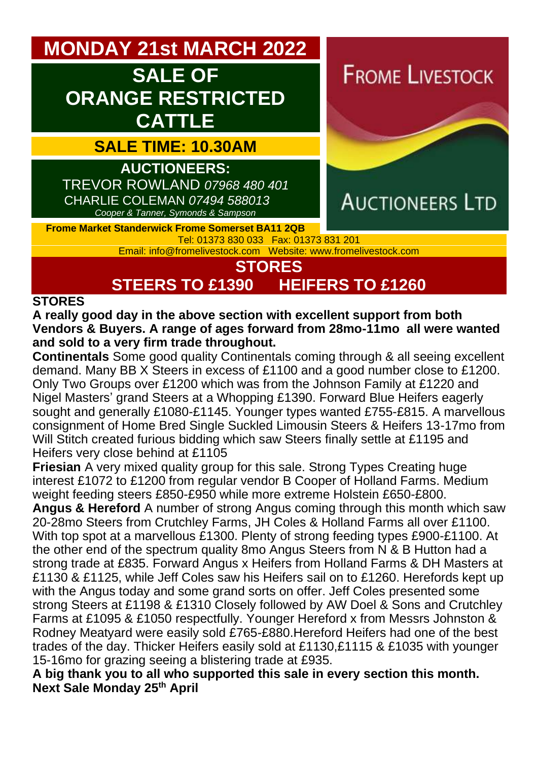# MONDAY 21st MARCH 2022

# SALE OF ORANGE RESTRICTED CATTLE

## SALE TIME: 10.30AM

**AUCTIONEERS:**
TREVOR ROWLAND *07968 480 401*
CHARLIE COLEMAN *07494 588013*
*Cooper & Tanner, Symonds & Sampson*

FROME LIVESTOCK AUCTIONEERS LTD

**Frome Market Standerwick Frome Somerset BA11 2QB**
Tel: 01373 830 033 Fax: 01373 831 201
Email: info@fromelivestock.com Website: www.fromelivestock.com

## STORES
## STEERS TO £1390 HEIFERS TO £1260

**STORES**

**A really good day in the above section with excellent support from both Vendors & Buyers. A range of ages forward from 28mo-11mo all were wanted and sold to a very firm trade throughout.**

**Continentals** Some good quality Continentals coming through & all seeing excellent demand. Many BB X Steers in excess of £1100 and a good number close to £1200. Only Two Groups over £1200 which was from the Johnson Family at £1220 and Nigel Masters' grand Steers at a Whopping £1390. Forward Blue Heifers eagerly sought and generally £1080-£1145. Younger types wanted £755-£815. A marvellous consignment of Home Bred Single Suckled Limousin Steers & Heifers 13-17mo from Will Stitch created furious bidding which saw Steers finally settle at £1195 and Heifers very close behind at £1105

**Friesian** A very mixed quality group for this sale. Strong Types Creating huge interest £1072 to £1200 from regular vendor B Cooper of Holland Farms. Medium weight feeding steers £850-£950 while more extreme Holstein £650-£800.

**Angus & Hereford** A number of strong Angus coming through this month which saw 20-28mo Steers from Crutchley Farms, JH Coles & Holland Farms all over £1100. With top spot at a marvellous £1300. Plenty of strong feeding types £900-£1100. At the other end of the spectrum quality 8mo Angus Steers from N & B Hutton had a strong trade at £835. Forward Angus x Heifers from Holland Farms & DH Masters at £1130 & £1125, while Jeff Coles saw his Heifers sail on to £1260. Herefords kept up with the Angus today and some grand sorts on offer. Jeff Coles presented some strong Steers at £1198 & £1310 Closely followed by AW Doel & Sons and Crutchley Farms at £1095 & £1050 respectfully. Younger Hereford x from Messrs Johnston & Rodney Meatyard were easily sold £765-£880.Hereford Heifers had one of the best trades of the day. Thicker Heifers easily sold at £1130,£1115 & £1035 with younger 15-16mo for grazing seeing a blistering trade at £935.

**A big thank you to all who supported this sale in every section this month.**
**Next Sale Monday 25th April**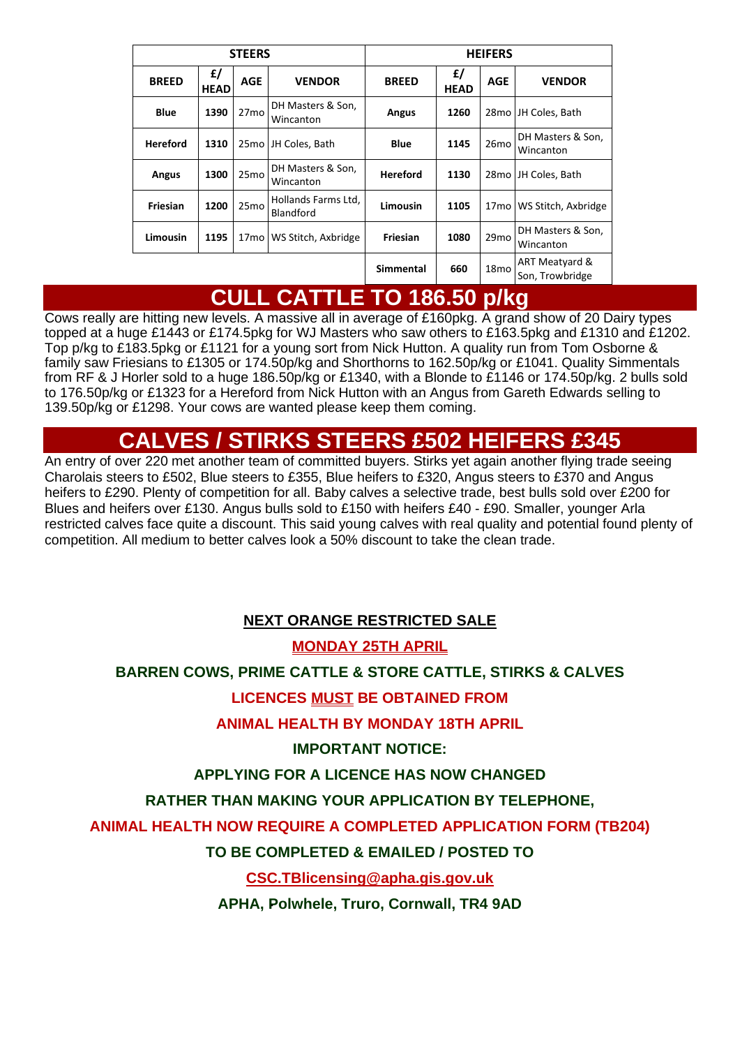| STEERS | | | | HEIFERS | | | |
|---|---|---|---|---|---|---|---|
| BREED | £/ HEAD | AGE | VENDOR | BREED | £/ HEAD | AGE | VENDOR |
| Blue | 1390 | 27mo | DH Masters & Son, Wincanton | Angus | 1260 | 28mo | JH Coles, Bath |
| Hereford | 1310 | 25mo | JH Coles, Bath | Blue | 1145 | 26mo | DH Masters & Son, Wincanton |
| Angus | 1300 | 25mo | DH Masters & Son, Wincanton | Hereford | 1130 | 28mo | JH Coles, Bath |
| Friesian | 1200 | 25mo | Hollands Farms Ltd, Blandford | Limousin | 1105 | 17mo | WS Stitch, Axbridge |
| Limousin | 1195 | 17mo | WS Stitch, Axbridge | Friesian | 1080 | 29mo | DH Masters & Son, Wincanton |
| | | | | Simmental | 660 | 18mo | ART Meatyard & Son, Trowbridge |

## CULL CATTLE TO 186.50 p/kg

Cows really are hitting new levels. A massive all in average of £160pkg. A grand show of 20 Dairy types topped at a huge £1443 or £174.5pkg for WJ Masters who saw others to £163.5pkg and £1310 and £1202. Top p/kg to £183.5pkg or £1121 for a young sort from Nick Hutton. A quality run from Tom Osborne & family saw Friesians to £1305 or 174.50p/kg and Shorthorns to 162.50p/kg or £1041. Quality Simmentals from RF & J Horler sold to a huge 186.50p/kg or £1340, with a Blonde to £1146 or 174.50p/kg. 2 bulls sold to 176.50p/kg or £1323 for a Hereford from Nick Hutton with an Angus from Gareth Edwards selling to 139.50p/kg or £1298. Your cows are wanted please keep them coming.

## CALVES / STIRKS STEERS £502 HEIFERS £345

An entry of over 220 met another team of committed buyers. Stirks yet again another flying trade seeing Charolais steers to £502, Blue steers to £355, Blue heifers to £320, Angus steers to £370 and Angus heifers to £290. Plenty of competition for all. Baby calves a selective trade, best bulls sold over £200 for Blues and heifers over £130. Angus bulls sold to £150 with heifers £40 - £90. Smaller, younger Arla restricted calves face quite a discount. This said young calves with real quality and potential found plenty of competition. All medium to better calves look a 50% discount to take the clean trade.

**NEXT ORANGE RESTRICTED SALE**

**MONDAY 25TH APRIL**

**BARREN COWS, PRIME CATTLE & STORE CATTLE, STIRKS & CALVES**

**LICENCES MUST BE OBTAINED FROM**

**ANIMAL HEALTH BY MONDAY 18TH APRIL**

**IMPORTANT NOTICE:**

**APPLYING FOR A LICENCE HAS NOW CHANGED**

**RATHER THAN MAKING YOUR APPLICATION BY TELEPHONE,**

**ANIMAL HEALTH NOW REQUIRE A COMPLETED APPLICATION FORM (TB204)**

**TO BE COMPLETED & EMAILED / POSTED TO**

**CSC.TBlicensing@apha.gis.gov.uk**

**APHA, Polwhele, Truro, Cornwall, TR4 9AD**